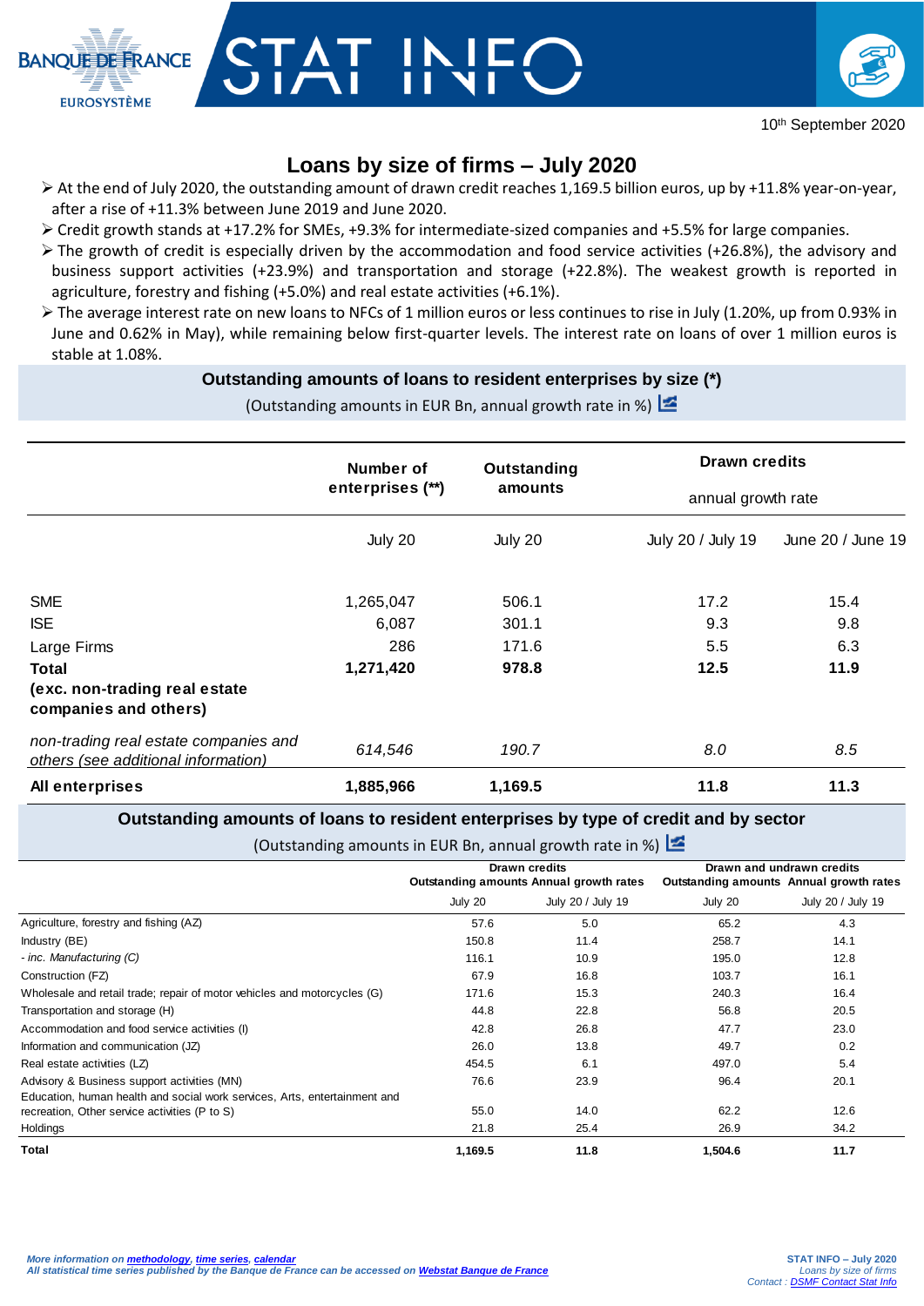10th September 2020

# Loans by size of firms – July 2020

- At the end of July 2020, the outstanding amount of drawn credit reaches 1,169.5 billion euros, up by +11.8% year-on-year, after a rise of +11.3% between June 2019 and June 2020.
- Credit growth stands at +17.2% for SMEs, +9.3% for intermediate-sized companies and +5.5% for large companies.
- The growth of credit is especially driven by the accommodation and food service activities (+26.8%), the advisory and business support activities (+23.9%) and transportation and storage (+22.8%). The weakest growth is reported in agriculture, forestry and fishing (+5.0%) and real estate activities (+6.1%).
- The average interest rate on new loans to NFCs of 1 million euros or less continues to rise in July (1.20%, up from 0.93% in June and 0.62% in May), while remaining below first-quarter levels. The interest rate on loans of over 1 million euros is stable at 1.08%.

## Outstanding amounts of loans to resident enterprises by size (*)

(Outstanding amounts in EUR Bn, annual growth rate in %)

| | Number of enterprises (**) | Outstanding amounts | Drawn credits annual growth rate | |
|---|---|---|---|---|
| | July 20 | July 20 | July 20 / July 19 | June 20 / June 19 |
| SME | 1,265,047 | 506.1 | 17.2 | 15.4 |
| ISE | 6,087 | 301.1 | 9.3 | 9.8 |
| Large Firms | 286 | 171.6 | 5.5 | 6.3 |
| **Total (exc. non-trading real estate companies and others)** | **1,271,420** | **978.8** | **12.5** | **11.9** |
| *non-trading real estate companies and others (see additional information)* | *614,546* | *190.7* | *8.0* | *8.5* |
| **All enterprises** | **1,885,966** | **1,169.5** | **11.8** | **11.3** |

## Outstanding amounts of loans to resident enterprises by type of credit and by sector

(Outstanding amounts in EUR Bn, annual growth rate in %)

| | Drawn credits Outstanding amounts | Drawn credits Annual growth rates | Drawn and undrawn credits Outstanding amounts | Drawn and undrawn credits Annual growth rates |
|---|---|---|---|---|
| | July 20 | July 20 / July 19 | July 20 | July 20 / July 19 |
| Agriculture, forestry and fishing (AZ) | 57.6 | 5.0 | 65.2 | 4.3 |
| Industry (BE) | 150.8 | 11.4 | 258.7 | 14.1 |
| *- inc. Manufacturing (C)* | 116.1 | 10.9 | 195.0 | 12.8 |
| Construction (FZ) | 67.9 | 16.8 | 103.7 | 16.1 |
| Wholesale and retail trade; repair of motor vehicles and motorcycles (G) | 171.6 | 15.3 | 240.3 | 16.4 |
| Transportation and storage (H) | 44.8 | 22.8 | 56.8 | 20.5 |
| Accommodation and food service activities (I) | 42.8 | 26.8 | 47.7 | 23.0 |
| Information and communication (JZ) | 26.0 | 13.8 | 49.7 | 0.2 |
| Real estate activities (LZ) | 454.5 | 6.1 | 497.0 | 5.4 |
| Advisory & Business support activities (MN) | 76.6 | 23.9 | 96.4 | 20.1 |
| Education, human health and social work services, Arts, entertainment and recreation, Other service activities (P to S) | 55.0 | 14.0 | 62.2 | 12.6 |
| Holdings | 21.8 | 25.4 | 26.9 | 34.2 |
| **Total** | **1,169.5** | **11.8** | **1,504.6** | **11.7** |

*More information on methodology, time series, calendar*
*All statistical time series published by the Banque de France can be accessed on Webstat Banque de France*

STAT INFO – July 2020
*Loans by size of firms*
*Contact : DSMF Contact Stat Info*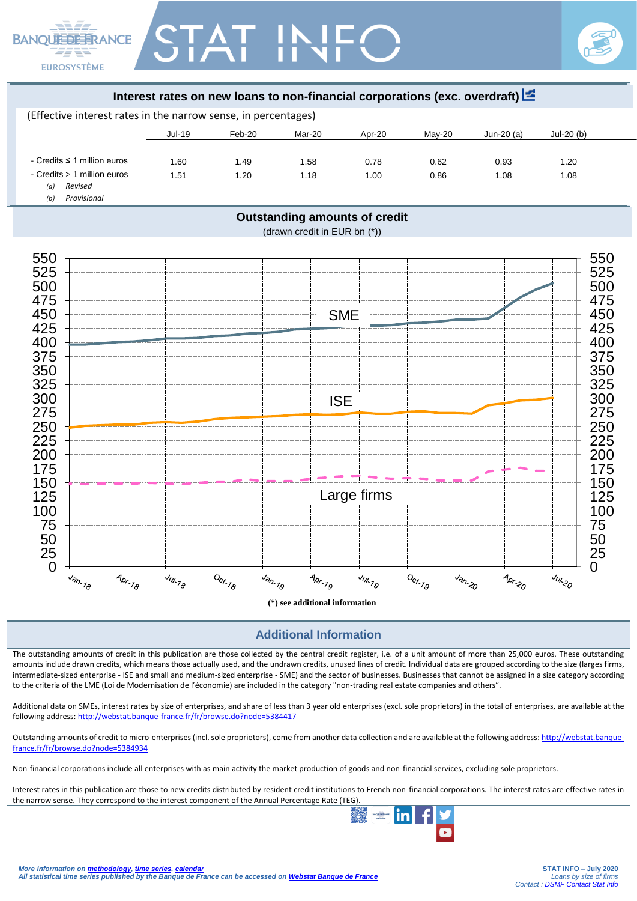## Interest rates on new loans to non-financial corporations (exc. overdraft)

(Effective interest rates in the narrow sense, in percentages)

| | Jul-19 | Feb-20 | Mar-20 | Apr-20 | May-20 | Jun-20 (a) | Jul-20 (b) |
|---|---|---|---|---|---|---|---|
| - Credits ≤ 1 million euros | 1.60 | 1.49 | 1.58 | 0.78 | 0.62 | 0.93 | 1.20 |
| - Credits > 1 million euros | 1.51 | 1.20 | 1.18 | 1.00 | 0.86 | 1.08 | 1.08 |

*(a) Revised*
*(b) Provisional*

## Outstanding amounts of credit

(drawn credit in EUR bn (*))

550
525
500
475
450
425
400
375
350
325
300
275
250
225
200
175
150
125
100
75
50
25
0

SME
ISE
Large firms

Jan-18
Apr-18
Jul-18
Oct-18
Jan-19
Apr-19
Jul-19
Oct-19
Jan-20
Apr-20
Jul-20

**(*) see additional information**

## Additional Information

The outstanding amounts of credit in this publication are those collected by the central credit register, i.e. of a unit amount of more than 25,000 euros. These outstanding amounts include drawn credits, which means those actually used, and the undrawn credits, unused lines of credit. Individual data are grouped according to the size (larges firms, intermediate-sized enterprise - ISE and small and medium-sized enterprise - SME) and the sector of businesses. Businesses that cannot be assigned in a size category according to the criteria of the LME (Loi de Modernisation de l'économie) are included in the category "non-trading real estate companies and others".

Additional data on SMEs, interest rates by size of enterprises, and share of less than 3 year old enterprises (excl. sole proprietors) in the total of enterprises, are available at the following address: http://webstat.banque-france.fr/fr/browse.do?node=5384417

Outstanding amounts of credit to micro-enterprises (incl. sole proprietors), come from another data collection and are available at the following address: http://webstat.banque-france.fr/fr/browse.do?node=5384934

Non-financial corporations include all enterprises with as main activity the market production of goods and non-financial services, excluding sole proprietors.

Interest rates in this publication are those to new credits distributed by resident credit institutions to French non-financial corporations. The interest rates are effective rates in the narrow sense. They correspond to the interest component of the Annual Percentage Rate (TEG).

*More information on **methodology**, **time series**, **calendar***
*All statistical time series published by the Banque de France can be accessed on **Webstat Banque de France***

**STAT INFO – July 2020**
*Loans by size of firms*
*Contact : DSMF Contact Stat Info*